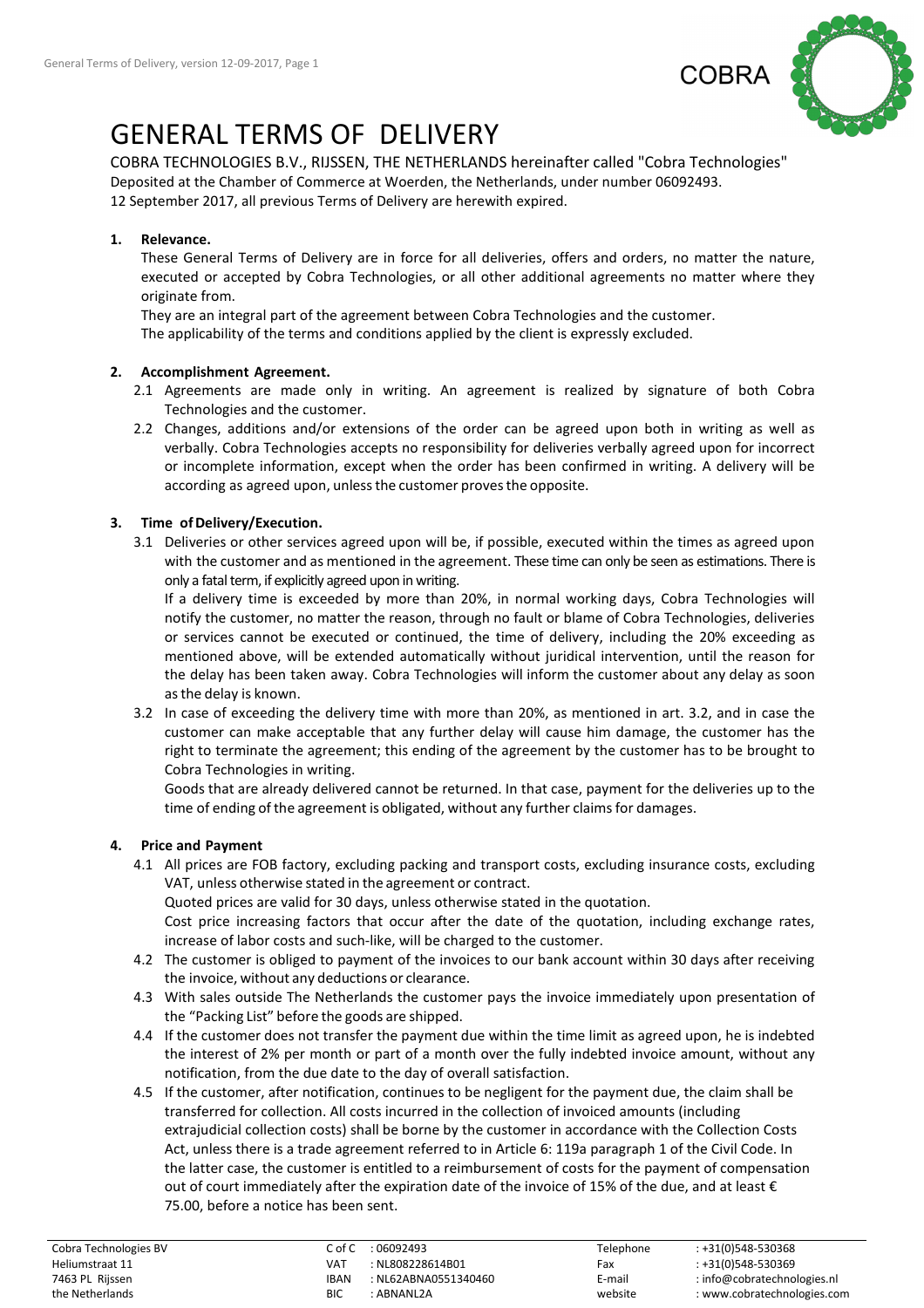COBRA

# GENERAL TERMS OF DELIVERY

COBRA TECHNOLOGIES B.V., RIJSSEN, THE NETHERLANDS hereinafter called "Cobra Technologies"
Deposited at the Chamber of Commerce at Woerden, the Netherlands, under number 06092493.
12 September 2017, all previous Terms of Delivery are herewith expired.

## 1. Relevance.

These General Terms of Delivery are in force for all deliveries, offers and orders, no matter the nature, executed or accepted by Cobra Technologies, or all other additional agreements no matter where they originate from.
They are an integral part of the agreement between Cobra Technologies and the customer.
The applicability of the terms and conditions applied by the client is expressly excluded.

## 2. Accomplishment Agreement.

2.1 Agreements are made only in writing. An agreement is realized by signature of both Cobra Technologies and the customer.

2.2 Changes, additions and/or extensions of the order can be agreed upon both in writing as well as verbally. Cobra Technologies accepts no responsibility for deliveries verbally agreed upon for incorrect or incomplete information, except when the order has been confirmed in writing. A delivery will be according as agreed upon, unless the customer proves the opposite.

## 3. Time of Delivery/Execution.

3.1 Deliveries or other services agreed upon will be, if possible, executed within the times as agreed upon with the customer and as mentioned in the agreement. These time can only be seen as estimations. There is only a fatal term, if explicitly agreed upon in writing.
If a delivery time is exceeded by more than 20%, in normal working days, Cobra Technologies will notify the customer, no matter the reason, through no fault or blame of Cobra Technologies, deliveries or services cannot be executed or continued, the time of delivery, including the 20% exceeding as mentioned above, will be extended automatically without juridical intervention, until the reason for the delay has been taken away. Cobra Technologies will inform the customer about any delay as soon as the delay is known.

3.2 In case of exceeding the delivery time with more than 20%, as mentioned in art. 3.2, and in case the customer can make acceptable that any further delay will cause him damage, the customer has the right to terminate the agreement; this ending of the agreement by the customer has to be brought to Cobra Technologies in writing.
Goods that are already delivered cannot be returned. In that case, payment for the deliveries up to the time of ending of the agreement is obligated, without any further claims for damages.

## 4. Price and Payment

4.1 All prices are FOB factory, excluding packing and transport costs, excluding insurance costs, excluding VAT, unless otherwise stated in the agreement or contract.
Quoted prices are valid for 30 days, unless otherwise stated in the quotation.
Cost price increasing factors that occur after the date of the quotation, including exchange rates, increase of labor costs and such-like, will be charged to the customer.

4.2 The customer is obliged to payment of the invoices to our bank account within 30 days after receiving the invoice, without any deductions or clearance.

4.3 With sales outside The Netherlands the customer pays the invoice immediately upon presentation of the "Packing List" before the goods are shipped.

4.4 If the customer does not transfer the payment due within the time limit as agreed upon, he is indebted the interest of 2% per month or part of a month over the fully indebted invoice amount, without any notification, from the due date to the day of overall satisfaction.

4.5 If the customer, after notification, continues to be negligent for the payment due, the claim shall be transferred for collection. All costs incurred in the collection of invoiced amounts (including extrajudicial collection costs) shall be borne by the customer in accordance with the Collection Costs Act, unless there is a trade agreement referred to in Article 6: 119a paragraph 1 of the Civil Code. In the latter case, the customer is entitled to a reimbursement of costs for the payment of compensation out of court immediately after the expiration date of the invoice of 15% of the due, and at least € 75.00, before a notice has been sent.

| Cobra Technologies BV | C of C : 06092493 | Telephone : +31(0)548-530368 |
|---|---|---|
| Heliumstraat 11 | VAT : NL808228614B01 | Fax : +31(0)548-530369 |
| 7463 PL Rijssen | IBAN : NL62ABNA0551340460 | E-mail : info@cobratechnologies.nl |
| the Netherlands | BIC : ABNANL2A | website : www.cobratechnologies.com |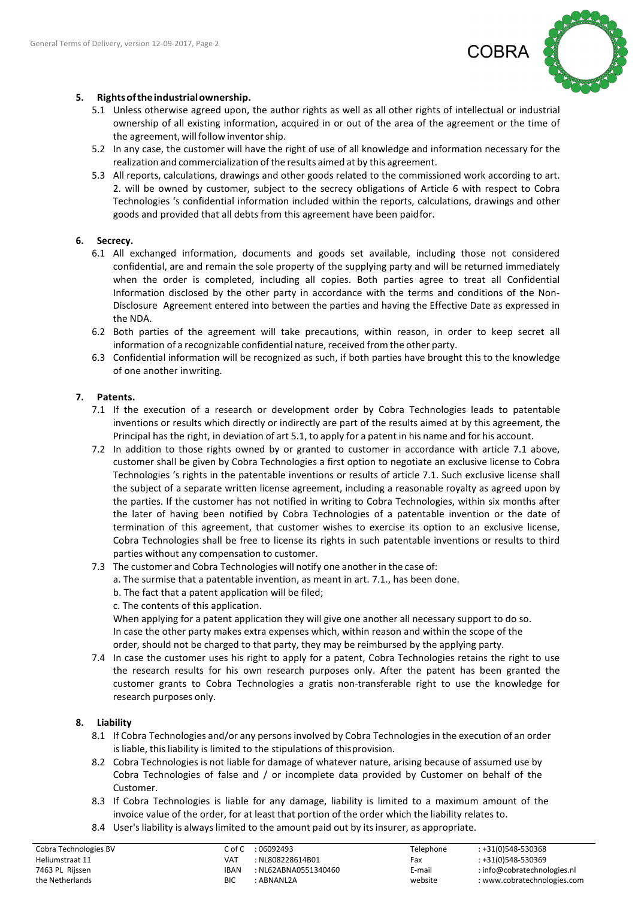## 5. Rights of the industrial ownership.

5.1 Unless otherwise agreed upon, the author rights as well as all other rights of intellectual or industrial ownership of all existing information, acquired in or out of the area of the agreement or the time of the agreement, will follow inventor ship.

5.2 In any case, the customer will have the right of use of all knowledge and information necessary for the realization and commercialization of the results aimed at by this agreement.

5.3 All reports, calculations, drawings and other goods related to the commissioned work according to art. 2. will be owned by customer, subject to the secrecy obligations of Article 6 with respect to Cobra Technologies 's confidential information included within the reports, calculations, drawings and other goods and provided that all debts from this agreement have been paid for.

## 6. Secrecy.

6.1 All exchanged information, documents and goods set available, including those not considered confidential, are and remain the sole property of the supplying party and will be returned immediately when the order is completed, including all copies. Both parties agree to treat all Confidential Information disclosed by the other party in accordance with the terms and conditions of the Non-Disclosure Agreement entered into between the parties and having the Effective Date as expressed in the NDA.

6.2 Both parties of the agreement will take precautions, within reason, in order to keep secret all information of a recognizable confidential nature, received from the other party.

6.3 Confidential information will be recognized as such, if both parties have brought this to the knowledge of one another in writing.

## 7. Patents.

7.1 If the execution of a research or development order by Cobra Technologies leads to patentable inventions or results which directly or indirectly are part of the results aimed at by this agreement, the Principal has the right, in deviation of art 5.1, to apply for a patent in his name and for his account.

7.2 In addition to those rights owned by or granted to customer in accordance with article 7.1 above, customer shall be given by Cobra Technologies a first option to negotiate an exclusive license to Cobra Technologies 's rights in the patentable inventions or results of article 7.1. Such exclusive license shall the subject of a separate written license agreement, including a reasonable royalty as agreed upon by the parties. If the customer has not notified in writing to Cobra Technologies, within six months after the later of having been notified by Cobra Technologies of a patentable invention or the date of termination of this agreement, that customer wishes to exercise its option to an exclusive license, Cobra Technologies shall be free to license its rights in such patentable inventions or results to third parties without any compensation to customer.

7.3 The customer and Cobra Technologies will notify one another in the case of:

a. The surmise that a patentable invention, as meant in art. 7.1., has been done.

b. The fact that a patent application will be filed;

c. The contents of this application.

When applying for a patent application they will give one another all necessary support to do so. In case the other party makes extra expenses which, within reason and within the scope of the order, should not be charged to that party, they may be reimbursed by the applying party.

7.4 In case the customer uses his right to apply for a patent, Cobra Technologies retains the right to use the research results for his own research purposes only. After the patent has been granted the customer grants to Cobra Technologies a gratis non-transferable right to use the knowledge for research purposes only.

## 8. Liability

8.1 If Cobra Technologies and/or any persons involved by Cobra Technologies in the execution of an order is liable, this liability is limited to the stipulations of this provision.

8.2 Cobra Technologies is not liable for damage of whatever nature, arising because of assumed use by Cobra Technologies of false and / or incomplete data provided by Customer on behalf of the Customer.

8.3 If Cobra Technologies is liable for any damage, liability is limited to a maximum amount of the invoice value of the order, for at least that portion of the order which the liability relates to.

8.4 User's liability is always limited to the amount paid out by its insurer, as appropriate.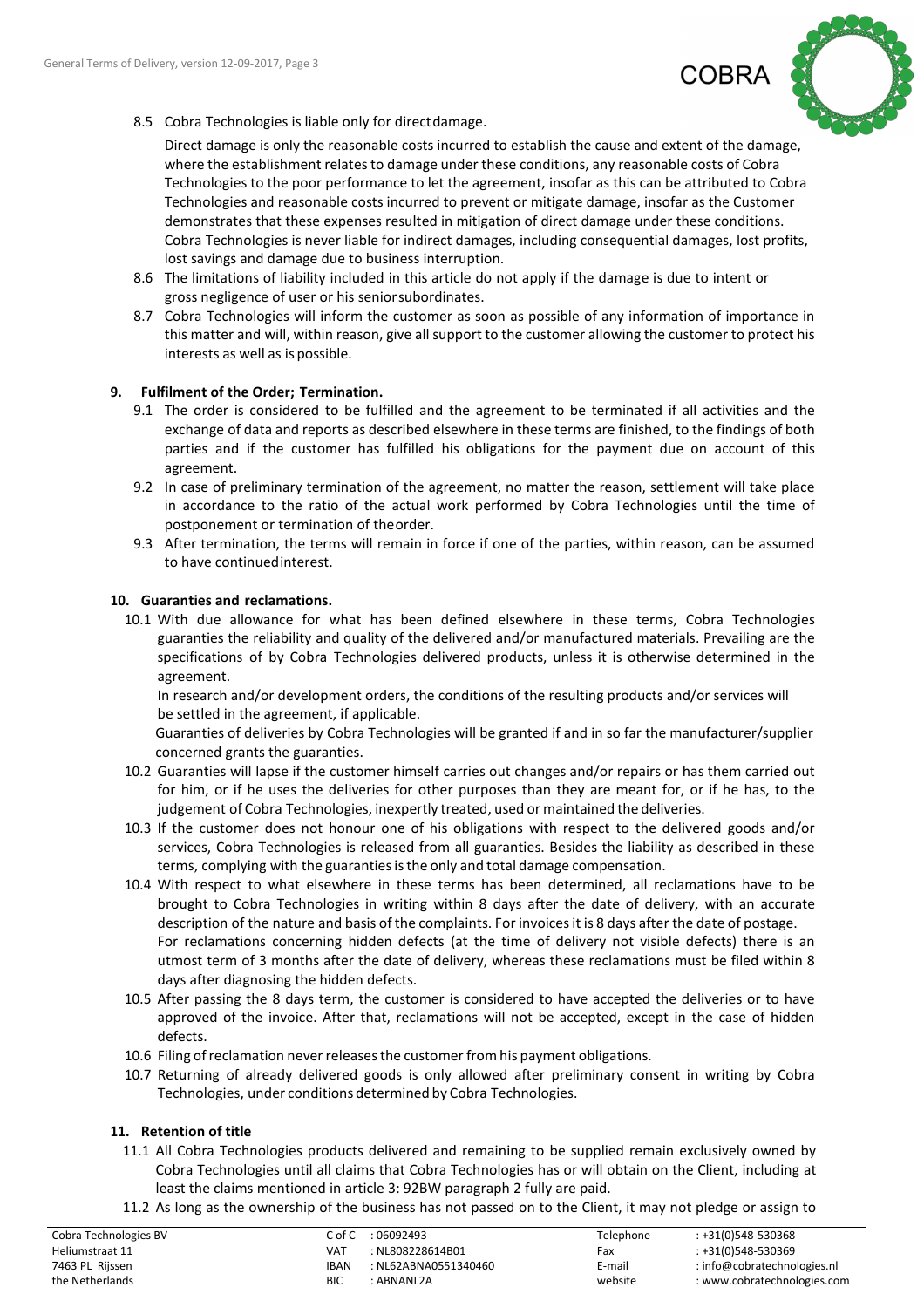8.5 Cobra Technologies is liable only for direct damage.

Direct damage is only the reasonable costs incurred to establish the cause and extent of the damage, where the establishment relates to damage under these conditions, any reasonable costs of Cobra Technologies to the poor performance to let the agreement, insofar as this can be attributed to Cobra Technologies and reasonable costs incurred to prevent or mitigate damage, insofar as the Customer demonstrates that these expenses resulted in mitigation of direct damage under these conditions. Cobra Technologies is never liable for indirect damages, including consequential damages, lost profits, lost savings and damage due to business interruption.

8.6 The limitations of liability included in this article do not apply if the damage is due to intent or gross negligence of user or his senior subordinates.

8.7 Cobra Technologies will inform the customer as soon as possible of any information of importance in this matter and will, within reason, give all support to the customer allowing the customer to protect his interests as well as is possible.

## 9. Fulfilment of the Order; Termination.

9.1 The order is considered to be fulfilled and the agreement to be terminated if all activities and the exchange of data and reports as described elsewhere in these terms are finished, to the findings of both parties and if the customer has fulfilled his obligations for the payment due on account of this agreement.

9.2 In case of preliminary termination of the agreement, no matter the reason, settlement will take place in accordance to the ratio of the actual work performed by Cobra Technologies until the time of postponement or termination of the order.

9.3 After termination, the terms will remain in force if one of the parties, within reason, can be assumed to have continued interest.

## 10. Guaranties and reclamations.

10.1 With due allowance for what has been defined elsewhere in these terms, Cobra Technologies guaranties the reliability and quality of the delivered and/or manufactured materials. Prevailing are the specifications of by Cobra Technologies delivered products, unless it is otherwise determined in the agreement.

In research and/or development orders, the conditions of the resulting products and/or services will be settled in the agreement, if applicable.

Guaranties of deliveries by Cobra Technologies will be granted if and in so far the manufacturer/supplier concerned grants the guaranties.

10.2 Guaranties will lapse if the customer himself carries out changes and/or repairs or has them carried out for him, or if he uses the deliveries for other purposes than they are meant for, or if he has, to the judgement of Cobra Technologies, inexpertly treated, used or maintained the deliveries.

10.3 If the customer does not honour one of his obligations with respect to the delivered goods and/or services, Cobra Technologies is released from all guaranties. Besides the liability as described in these terms, complying with the guaranties is the only and total damage compensation.

10.4 With respect to what elsewhere in these terms has been determined, all reclamations have to be brought to Cobra Technologies in writing within 8 days after the date of delivery, with an accurate description of the nature and basis of the complaints. For invoices it is 8 days after the date of postage.

For reclamations concerning hidden defects (at the time of delivery not visible defects) there is an utmost term of 3 months after the date of delivery, whereas these reclamations must be filed within 8 days after diagnosing the hidden defects.

10.5 After passing the 8 days term, the customer is considered to have accepted the deliveries or to have approved of the invoice. After that, reclamations will not be accepted, except in the case of hidden defects.

10.6 Filing of reclamation never releases the customer from his payment obligations.

10.7 Returning of already delivered goods is only allowed after preliminary consent in writing by Cobra Technologies, under conditions determined by Cobra Technologies.

## 11. Retention of title

11.1 All Cobra Technologies products delivered and remaining to be supplied remain exclusively owned by Cobra Technologies until all claims that Cobra Technologies has or will obtain on the Client, including at least the claims mentioned in article 3: 92BW paragraph 2 fully are paid.

11.2 As long as the ownership of the business has not passed on to the Client, it may not pledge or assign to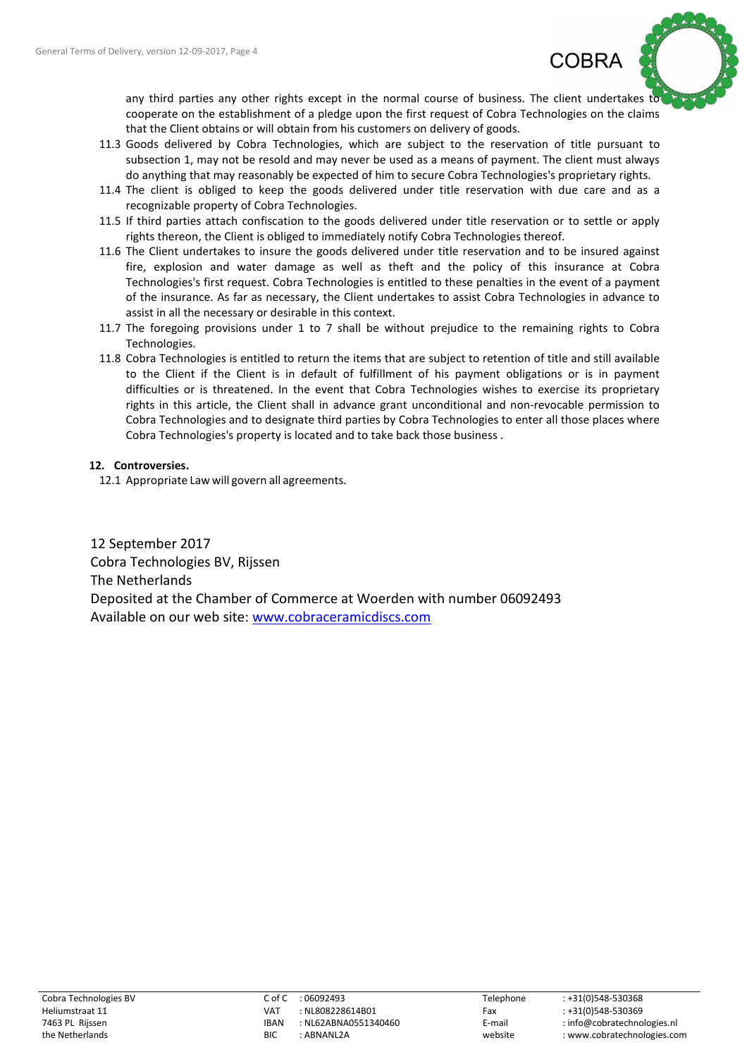any third parties any other rights except in the normal course of business. The client undertakes to cooperate on the establishment of a pledge upon the first request of Cobra Technologies on the claims that the Client obtains or will obtain from his customers on delivery of goods.

11.3 Goods delivered by Cobra Technologies, which are subject to the reservation of title pursuant to subsection 1, may not be resold and may never be used as a means of payment. The client must always do anything that may reasonably be expected of him to secure Cobra Technologies's proprietary rights.

11.4 The client is obliged to keep the goods delivered under title reservation with due care and as a recognizable property of Cobra Technologies.

11.5 If third parties attach confiscation to the goods delivered under title reservation or to settle or apply rights thereon, the Client is obliged to immediately notify Cobra Technologies thereof.

11.6 The Client undertakes to insure the goods delivered under title reservation and to be insured against fire, explosion and water damage as well as theft and the policy of this insurance at Cobra Technologies's first request. Cobra Technologies is entitled to these penalties in the event of a payment of the insurance. As far as necessary, the Client undertakes to assist Cobra Technologies in advance to assist in all the necessary or desirable in this context.

11.7 The foregoing provisions under 1 to 7 shall be without prejudice to the remaining rights to Cobra Technologies.

11.8 Cobra Technologies is entitled to return the items that are subject to retention of title and still available to the Client if the Client is in default of fulfillment of his payment obligations or is in payment difficulties or is threatened. In the event that Cobra Technologies wishes to exercise its proprietary rights in this article, the Client shall in advance grant unconditional and non-revocable permission to Cobra Technologies and to designate third parties by Cobra Technologies to enter all those places where Cobra Technologies's property is located and to take back those business .

**12. Controversies.**

12.1 Appropriate Law will govern all agreements.

12 September 2017
Cobra Technologies BV, Rijssen
The Netherlands
Deposited at the Chamber of Commerce at Woerden with number 06092493
Available on our web site: www.cobraceramicdiscs.com